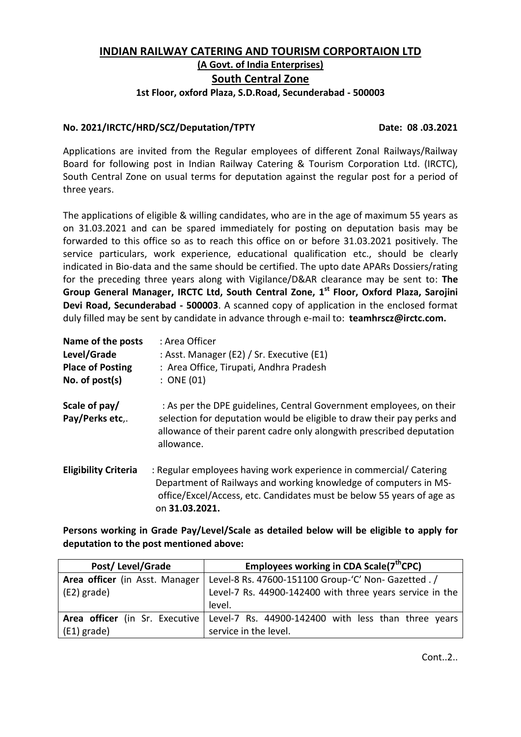# INDIAN RAILWAY CATERING AND TOURISM CORPORTAION LTD

## (A Govt. of India Enterprises)

## South Central Zone

### 1st Floor, oxford Plaza, S.D.Road, Secunderabad - 500003

**No. 2021/IRCTC/HRD/SCZ/Deputation/TPTY** **Date: 08 .03.2021**

Applications are invited from the Regular employees of different Zonal Railways/Railway Board for following post in Indian Railway Catering & Tourism Corporation Ltd. (IRCTC), South Central Zone on usual terms for deputation against the regular post for a period of three years.

The applications of eligible & willing candidates, who are in the age of maximum 55 years as on 31.03.2021 and can be spared immediately for posting on deputation basis may be forwarded to this office so as to reach this office on or before 31.03.2021 positively. The service particulars, work experience, educational qualification etc., should be clearly indicated in Bio-data and the same should be certified. The upto date APARs Dossiers/rating for the preceding three years along with Vigilance/D&AR clearance may be sent to: **The Group General Manager, IRCTC Ltd, South Central Zone, 1st Floor, Oxford Plaza, Sarojini Devi Road, Secunderabad - 500003**. A scanned copy of application in the enclosed format duly filled may be sent by candidate in advance through e-mail to: **teamhrscz@irctc.com.**

**Name of the posts** : Area Officer
**Level/Grade** : Asst. Manager (E2) / Sr. Executive (E1)
**Place of Posting** : Area Office, Tirupati, Andhra Pradesh
**No. of post(s)** : ONE (01)

**Scale of pay/ Pay/Perks etc,.** : As per the DPE guidelines, Central Government employees, on their selection for deputation would be eligible to draw their pay perks and allowance of their parent cadre only alongwith prescribed deputation allowance.

**Eligibility Criteria** : Regular employees having work experience in commercial/ Catering Department of Railways and working knowledge of computers in MS-office/Excel/Access, etc. Candidates must be below 55 years of age as on **31.03.2021.**

**Persons working in Grade Pay/Level/Scale as detailed below will be eligible to apply for deputation to the post mentioned above:**

| Post/ Level/Grade | Employees working in CDA Scale(7th CPC) |
|---|---|
| **Area officer** (in Asst. Manager (E2) grade) | Level-8 Rs. 47600-151100 Group-'C' Non- Gazetted . / Level-7 Rs. 44900-142400 with three years service in the level. |
| **Area officer** (in Sr. Executive (E1) grade) | Level-7 Rs. 44900-142400 with less than three years service in the level. |

Cont..2..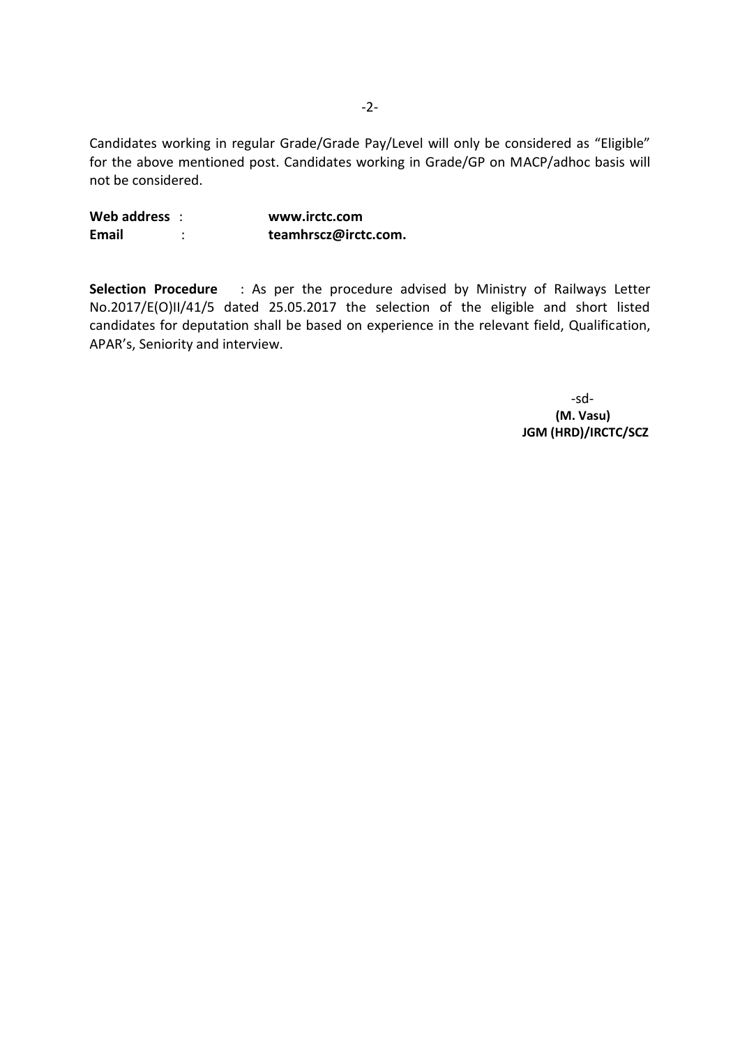Candidates working in regular Grade/Grade Pay/Level will only be considered as "Eligible" for the above mentioned post. Candidates working in Grade/GP on MACP/adhoc basis will not be considered.

**Web address** : **www.irctc.com**
**Email** : **teamhrscz@irctc.com.**

**Selection Procedure** : As per the procedure advised by Ministry of Railways Letter No.2017/E(O)II/41/5 dated 25.05.2017 the selection of the eligible and short listed candidates for deputation shall be based on experience in the relevant field, Qualification, APAR's, Seniority and interview.

-sd-
**(M. Vasu)**
**JGM (HRD)/IRCTC/SCZ**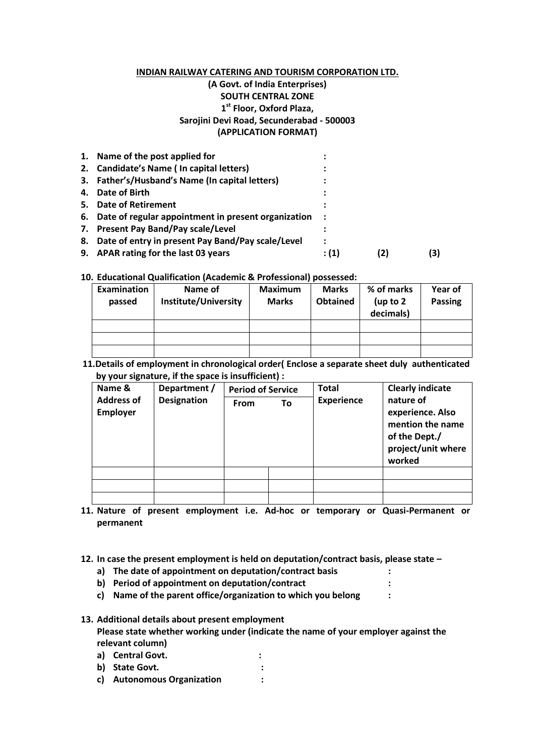**INDIAN RAILWAY CATERING AND TOURISM CORPORATION LTD.**

**(A Govt. of India Enterprises)**

**SOUTH CENTRAL ZONE**

**1st Floor, Oxford Plaza,**

**Sarojini Devi Road, Secunderabad - 500003**

**(APPLICATION FORMAT)**

1. **Name of the post applied for** :
2. **Candidate's Name ( In capital letters)** :
3. **Father's/Husband's Name (In capital letters)** :
4. **Date of Birth** :
5. **Date of Retirement** :
6. **Date of regular appointment in present organization** :
7. **Present Pay Band/Pay scale/Level** :
8. **Date of entry in present Pay Band/Pay scale/Level** :
9. **APAR rating for the last 03 years** : (1) (2) (3)

10. **Educational Qualification (Academic & Professional) possessed:**

| Examination passed | Name of Institute/University | Maximum Marks | Marks Obtained | % of marks (up to 2 decimals) | Year of Passing |
|---|---|---|---|---|---|
| | | | | | |
| | | | | | |
| | | | | | |

11. **Details of employment in chronological order( Enclose a separate sheet duly authenticated by your signature, if the space is insufficient) :**

| Name & Address of Employer | Department / Designation | Period of Service | | Total Experience | Clearly indicate nature of experience. Also mention the name of the Dept./ project/unit where worked |
|---|---|---|---|---|---|
| | | From | To | | |
| | | | | | |
| | | | | | |
| | | | | | |

11. **Nature of present employment i.e. Ad-hoc or temporary or Quasi-Permanent or permanent**

12. **In case the present employment is held on deputation/contract basis, please state –**
    a) **The date of appointment on deputation/contract basis** :
    b) **Period of appointment on deputation/contract** :
    c) **Name of the parent office/organization to which you belong** :

13. **Additional details about present employment**
    **Please state whether working under (indicate the name of your employer against the relevant column)**
    a) **Central Govt.** :
    b) **State Govt.** :
    c) **Autonomous Organization** :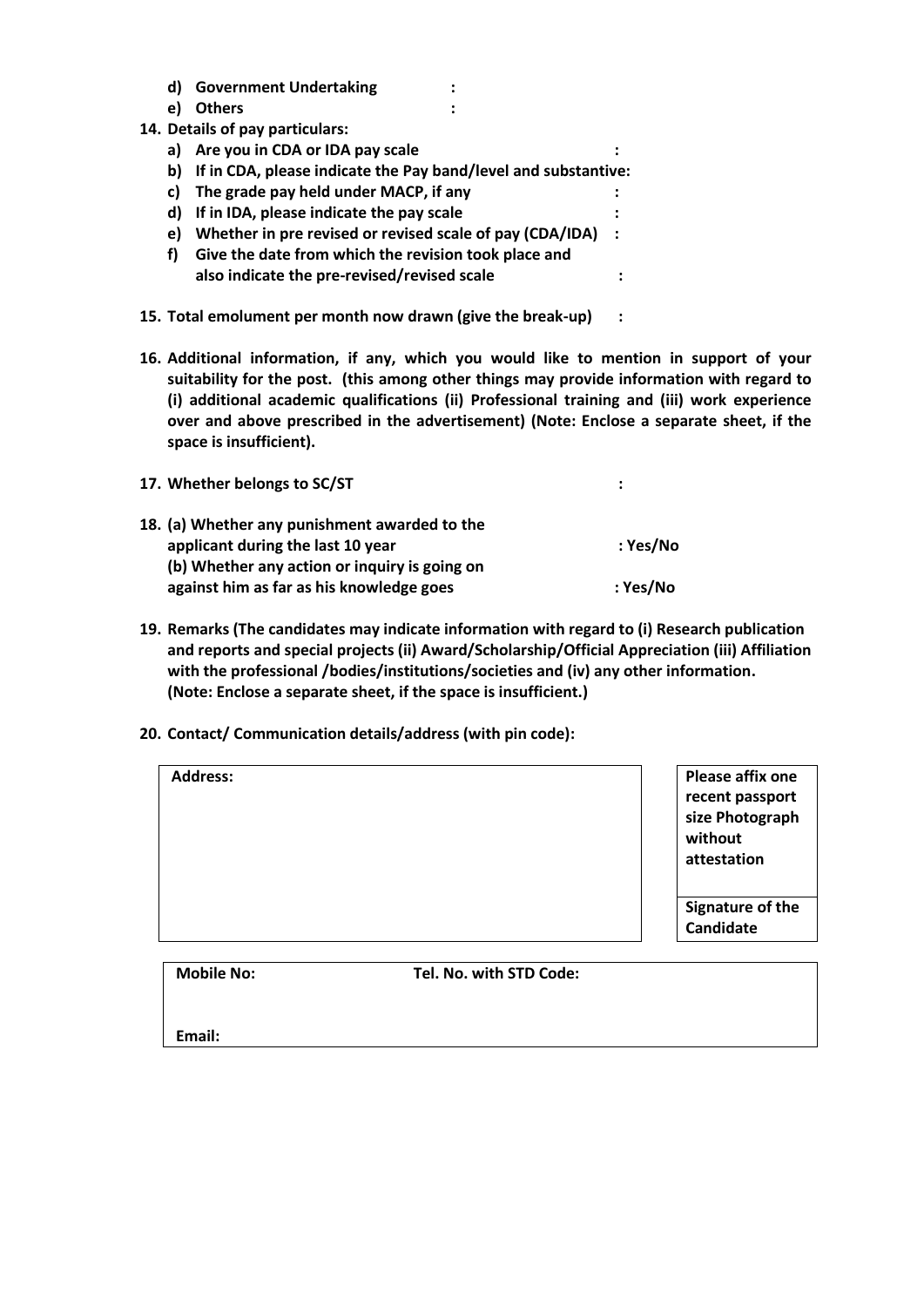- **d) Government Undertaking :**
- **e) Others :**

**14. Details of pay particulars:**

- **a) Are you in CDA or IDA pay scale :**
- **b) If in CDA, please indicate the Pay band/level and substantive:**
- **c) The grade pay held under MACP, if any :**
- **d) If in IDA, please indicate the pay scale :**
- **e) Whether in pre revised or revised scale of pay (CDA/IDA) :**
- **f) Give the date from which the revision took place and also indicate the pre-revised/revised scale :**

**15. Total emolument per month now drawn (give the break-up) :**

**16. Additional information, if any, which you would like to mention in support of your suitability for the post. (this among other things may provide information with regard to (i) additional academic qualifications (ii) Professional training and (iii) work experience over and above prescribed in the advertisement) (Note: Enclose a separate sheet, if the space is insufficient).**

**17. Whether belongs to SC/ST :**

**18. (a) Whether any punishment awarded to the applicant during the last 10 year : Yes/No**
**(b) Whether any action or inquiry is going on against him as far as his knowledge goes : Yes/No**

**19. Remarks (The candidates may indicate information with regard to (i) Research publication and reports and special projects (ii) Award/Scholarship/Official Appreciation (iii) Affiliation with the professional /bodies/institutions/societies and (iv) any other information. (Note: Enclose a separate sheet, if the space is insufficient.)**

**20. Contact/ Communication details/address (with pin code):**

| **Address:** | **Please affix one recent passport size Photograph without attestation** |
|---|---|
| | **Signature of the Candidate** |

| **Mobile No:** | **Tel. No. with STD Code:** |
|---|---|
| **Email:** | |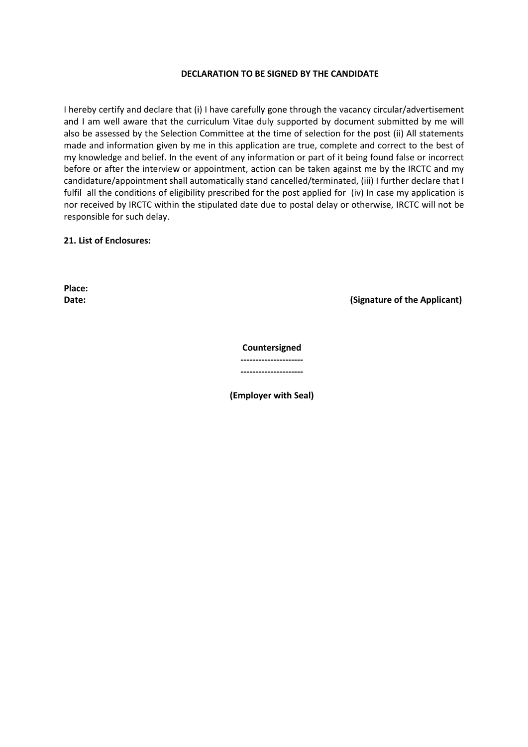**DECLARATION TO BE SIGNED BY THE CANDIDATE**

I hereby certify and declare that (i) I have carefully gone through the vacancy circular/advertisement and I am well aware that the curriculum Vitae duly supported by document submitted by me will also be assessed by the Selection Committee at the time of selection for the post (ii) All statements made and information given by me in this application are true, complete and correct to the best of my knowledge and belief. In the event of any information or part of it being found false or incorrect before or after the interview or appointment, action can be taken against me by the IRCTC and my candidature/appointment shall automatically stand cancelled/terminated, (iii) I further declare that I fulfil all the conditions of eligibility prescribed for the post applied for (iv) In case my application is nor received by IRCTC within the stipulated date due to postal delay or otherwise, IRCTC will not be responsible for such delay.

**21. List of Enclosures:**

**Place:**

**Date:** **(Signature of the Applicant)**

**Countersigned**

**---------------------**

**---------------------**

**(Employer with Seal)**